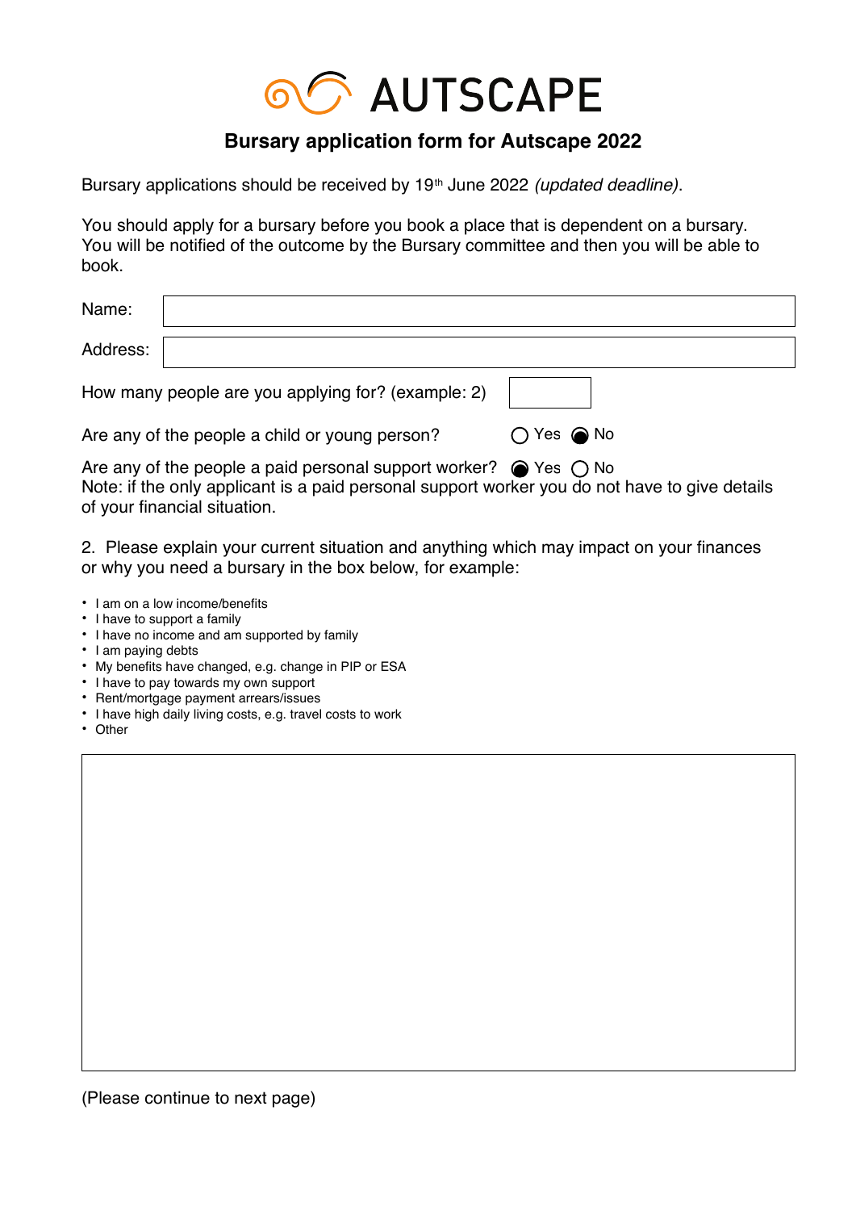# AUTSCAPE

## Bursary application form for Autscape 2022

Bursary applications should be received by 19th June 2022 *(updated deadline)*.

You should apply for a bursary before you book a place that is dependent on a bursary. You will be notified of the outcome by the Bursary committee and then you will be able to book.

Name:

Address:

How many people are you applying for? (example: 2)

Are any of the people a child or young person? ○ Yes ● No

Are any of the people a paid personal support worker? ● Yes ○ No

Note: if the only applicant is a paid personal support worker you do not have to give details of your financial situation.

2. Please explain your current situation and anything which may impact on your finances or why you need a bursary in the box below, for example:

- I am on a low income/benefits
- I have to support a family
- I have no income and am supported by family
- I am paying debts
- My benefits have changed, e.g. change in PIP or ESA
- I have to pay towards my own support
- Rent/mortgage payment arrears/issues
- I have high daily living costs, e.g. travel costs to work
- Other

(Please continue to next page)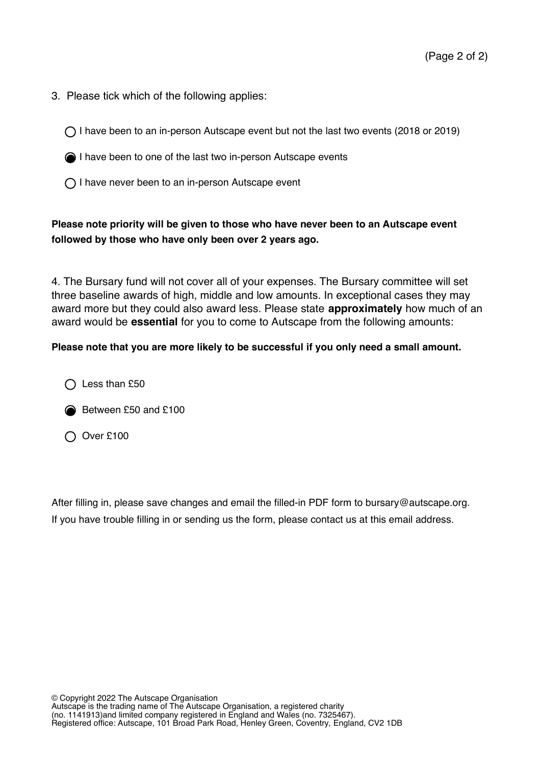3. Please tick which of the following applies:

- ○ I have been to an in-person Autscape event but not the last two events (2018 or 2019)
- ● I have been to one of the last two in-person Autscape events
- ○ I have never been to an in-person Autscape event

**Please note priority will be given to those who have never been to an Autscape event followed by those who have only been over 2 years ago.**

4. The Bursary fund will not cover all of your expenses. The Bursary committee will set three baseline awards of high, middle and low amounts. In exceptional cases they may award more but they could also award less. Please state **approximately** how much of an award would be **essential** for you to come to Autscape from the following amounts:

**Please note that you are more likely to be successful if you only need a small amount.**

- ○ Less than £50
- ● Between £50 and £100
- ○ Over £100

After filling in, please save changes and email the filled-in PDF form to bursary@autscape.org.
If you have trouble filling in or sending us the form, please contact us at this email address.

© Copyright 2022 The Autscape Organisation
Autscape is the trading name of The Autscape Organisation, a registered charity
(no. 1141913)and limited company registered in England and Wales (no. 7325467).
Registered office: Autscape, 101 Broad Park Road, Henley Green, Coventry, England, CV2 1DB